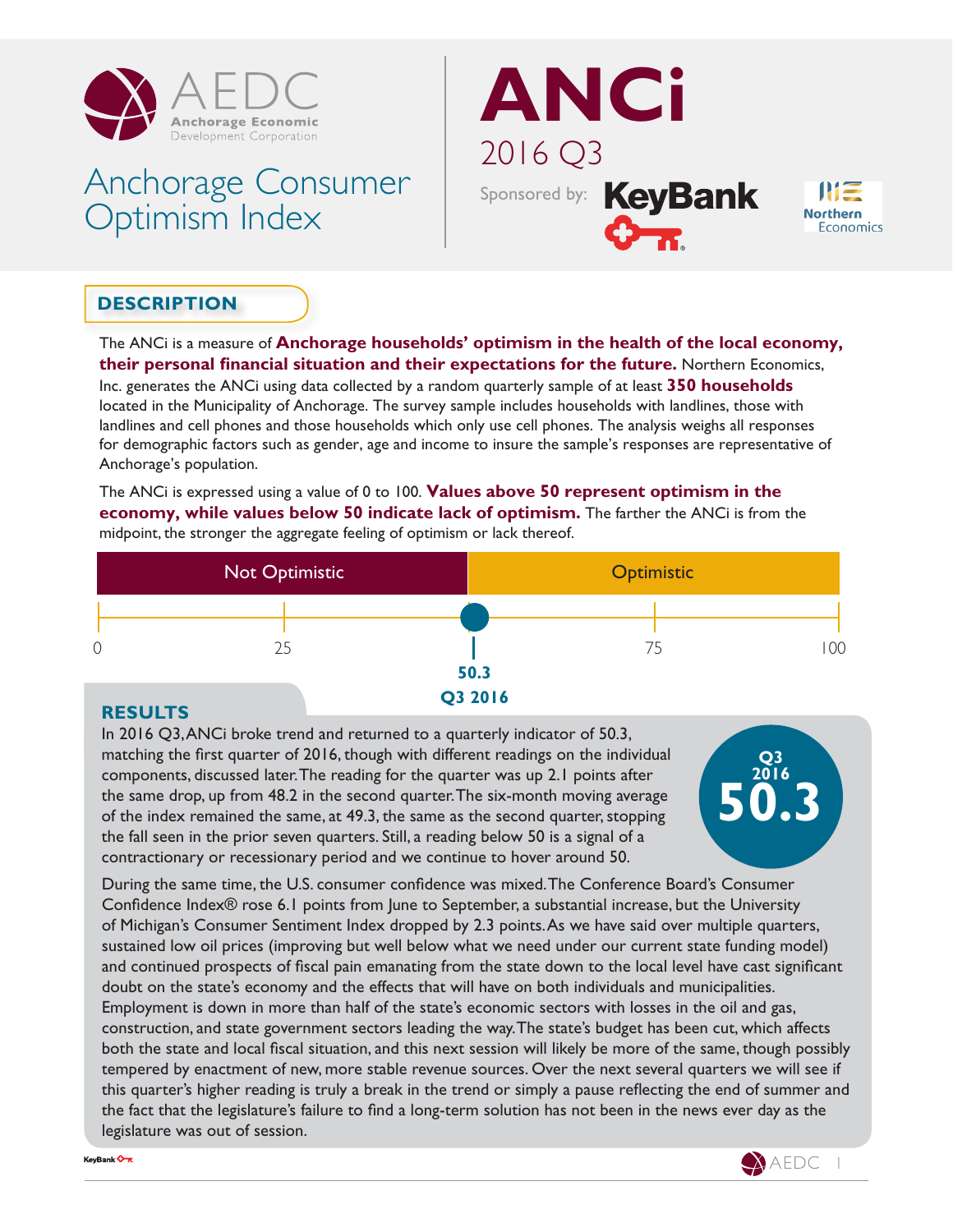AEDC
Anchorage Economic Development Corporation

# Anchorage Consumer Optimism Index

# ANCi
2016 Q3

Sponsored by: KeyBank    Northern Economics

## DESCRIPTION

The ANCi is a measure of **Anchorage households' optimism in the health of the local economy, their personal financial situation and their expectations for the future.** Northern Economics, Inc. generates the ANCi using data collected by a random quarterly sample of at least **350 households** located in the Municipality of Anchorage. The survey sample includes households with landlines, those with landlines and cell phones and those households which only use cell phones. The analysis weighs all responses for demographic factors such as gender, age and income to insure the sample's responses are representative of Anchorage's population.

The ANCi is expressed using a value of 0 to 100. **Values above 50 represent optimism in the economy, while values below 50 indicate lack of optimism.** The farther the ANCi is from the midpoint, the stronger the aggregate feeling of optimism or lack thereof.

Not Optimistic | Optimistic

0 — 25 — 75 — 100

**50.3**
**Q3 2016**

## RESULTS

**Q3 2016**
**50.3**

In 2016 Q3, ANCi broke trend and returned to a quarterly indicator of 50.3, matching the first quarter of 2016, though with different readings on the individual components, discussed later. The reading for the quarter was up 2.1 points after the same drop, up from 48.2 in the second quarter. The six-month moving average of the index remained the same, at 49.3, the same as the second quarter, stopping the fall seen in the prior seven quarters. Still, a reading below 50 is a signal of a contractionary or recessionary period and we continue to hover around 50.

During the same time, the U.S. consumer confidence was mixed. The Conference Board's Consumer Confidence Index® rose 6.1 points from June to September, a substantial increase, but the University of Michigan's Consumer Sentiment Index dropped by 2.3 points. As we have said over multiple quarters, sustained low oil prices (improving but well below what we need under our current state funding model) and continued prospects of fiscal pain emanating from the state down to the local level have cast significant doubt on the state's economy and the effects that will have on both individuals and municipalities. Employment is down in more than half of the state's economic sectors with losses in the oil and gas, construction, and state government sectors leading the way. The state's budget has been cut, which affects both the state and local fiscal situation, and this next session will likely be more of the same, though possibly tempered by enactment of new, more stable revenue sources. Over the next several quarters we will see if this quarter's higher reading is truly a break in the trend or simply a pause reflecting the end of summer and the fact that the legislature's failure to find a long-term solution has not been in the news ever day as the legislature was out of session.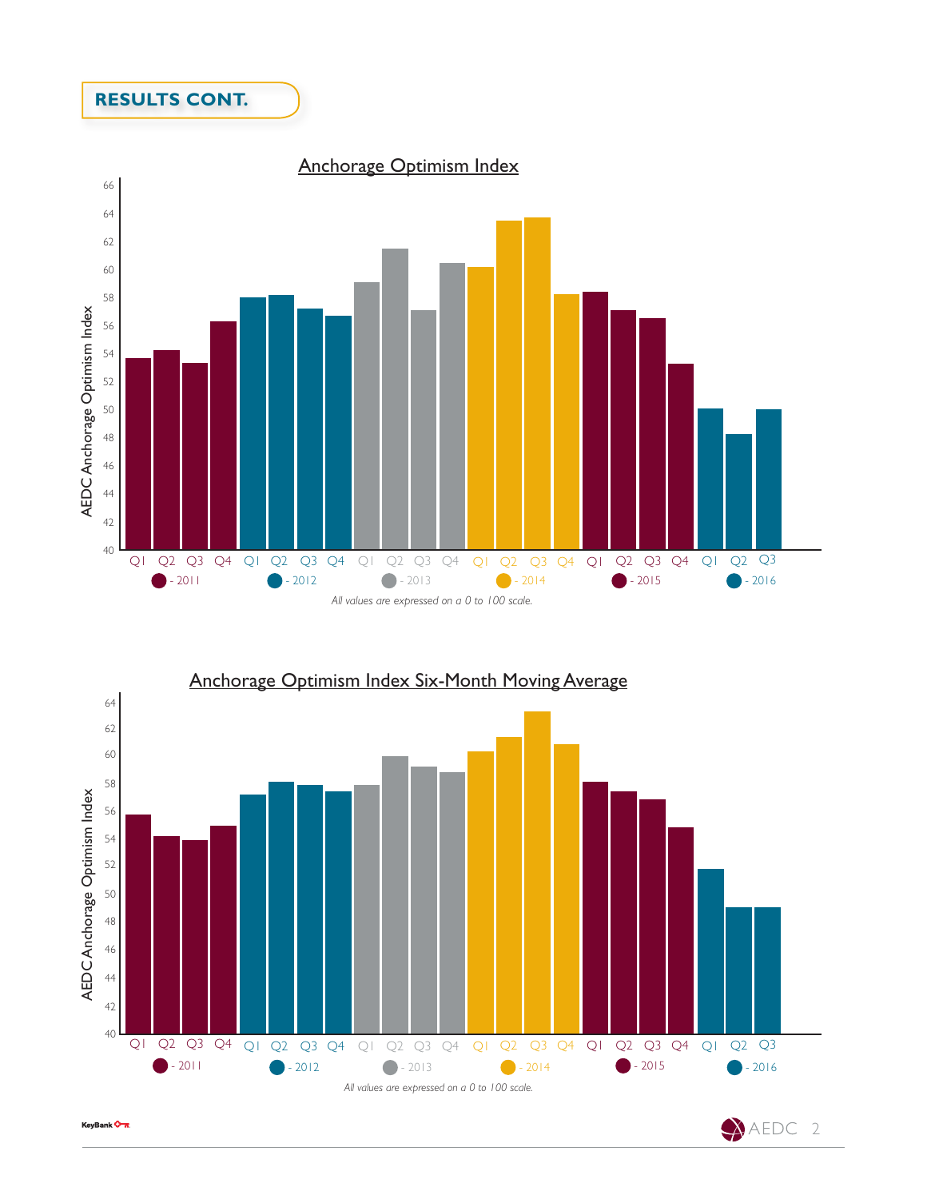## RESULTS CONT.

### Anchorage Optimism Index

AEDC Anchorage Optimism Index

Q1 Q2 Q3 Q4 Q1 Q2 Q3 Q4 Q1 Q2 Q3 Q4 Q1 Q2 Q3 Q4 Q1 Q2 Q3 Q4 Q1 Q2 Q3

- 2011 - 2012 - 2013 - 2014 - 2015 - 2016

*All values are expressed on a 0 to 100 scale.*

### Anchorage Optimism Index Six-Month Moving Average

AEDC Anchorage Optimism Index

Q1 Q2 Q3 Q4 Q1 Q2 Q3 Q4 Q1 Q2 Q3 Q4 Q1 Q2 Q3 Q4 Q1 Q2 Q3 Q4 Q1 Q2 Q3

- 2011 - 2012 - 2013 - 2014 - 2015 - 2016

*All values are expressed on a 0 to 100 scale.*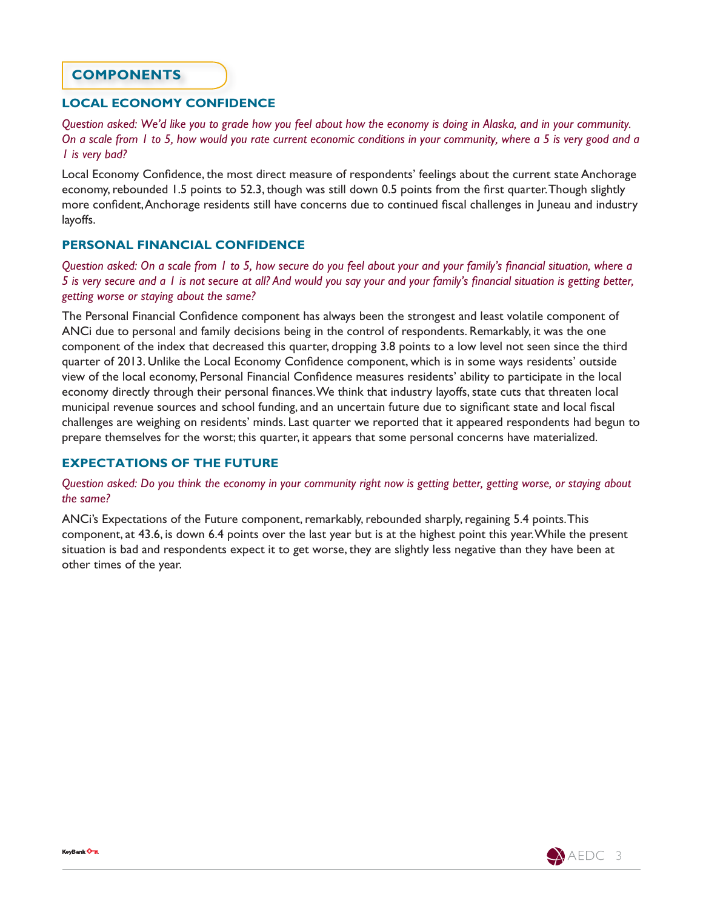## COMPONENTS

### LOCAL ECONOMY CONFIDENCE

*Question asked: We'd like you to grade how you feel about how the economy is doing in Alaska, and in your community. On a scale from 1 to 5, how would you rate current economic conditions in your community, where a 5 is very good and a 1 is very bad?*

Local Economy Confidence, the most direct measure of respondents' feelings about the current state Anchorage economy, rebounded 1.5 points to 52.3, though was still down 0.5 points from the first quarter. Though slightly more confident, Anchorage residents still have concerns due to continued fiscal challenges in Juneau and industry layoffs.

### PERSONAL FINANCIAL CONFIDENCE

*Question asked: On a scale from 1 to 5, how secure do you feel about your and your family's financial situation, where a 5 is very secure and a 1 is not secure at all? And would you say your and your family's financial situation is getting better, getting worse or staying about the same?*

The Personal Financial Confidence component has always been the strongest and least volatile component of ANCi due to personal and family decisions being in the control of respondents. Remarkably, it was the one component of the index that decreased this quarter, dropping 3.8 points to a low level not seen since the third quarter of 2013. Unlike the Local Economy Confidence component, which is in some ways residents' outside view of the local economy, Personal Financial Confidence measures residents' ability to participate in the local economy directly through their personal finances. We think that industry layoffs, state cuts that threaten local municipal revenue sources and school funding, and an uncertain future due to significant state and local fiscal challenges are weighing on residents' minds. Last quarter we reported that it appeared respondents had begun to prepare themselves for the worst; this quarter, it appears that some personal concerns have materialized.

### EXPECTATIONS OF THE FUTURE

*Question asked: Do you think the economy in your community right now is getting better, getting worse, or staying about the same?*

ANCi's Expectations of the Future component, remarkably, rebounded sharply, regaining 5.4 points. This component, at 43.6, is down 6.4 points over the last year but is at the highest point this year. While the present situation is bad and respondents expect it to get worse, they are slightly less negative than they have been at other times of the year.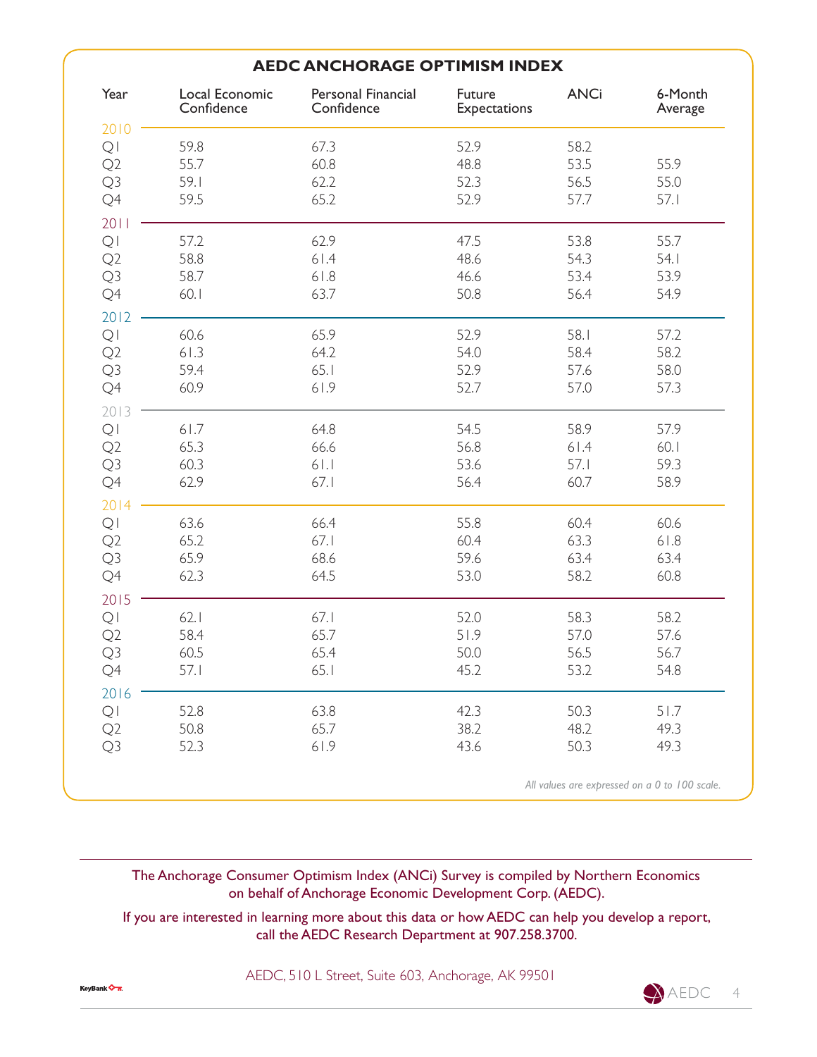## AEDC ANCHORAGE OPTIMISM INDEX

| Year | Local Economic Confidence | Personal Financial Confidence | Future Expectations | ANCi | 6-Month Average |
|---|---|---|---|---|---|
| **2010** | | | | | |
| Q1 | 59.8 | 67.3 | 52.9 | 58.2 | |
| Q2 | 55.7 | 60.8 | 48.8 | 53.5 | 55.9 |
| Q3 | 59.1 | 62.2 | 52.3 | 56.5 | 55.0 |
| Q4 | 59.5 | 65.2 | 52.9 | 57.7 | 57.1 |
| **2011** | | | | | |
| Q1 | 57.2 | 62.9 | 47.5 | 53.8 | 55.7 |
| Q2 | 58.8 | 61.4 | 48.6 | 54.3 | 54.1 |
| Q3 | 58.7 | 61.8 | 46.6 | 53.4 | 53.9 |
| Q4 | 60.1 | 63.7 | 50.8 | 56.4 | 54.9 |
| **2012** | | | | | |
| Q1 | 60.6 | 65.9 | 52.9 | 58.1 | 57.2 |
| Q2 | 61.3 | 64.2 | 54.0 | 58.4 | 58.2 |
| Q3 | 59.4 | 65.1 | 52.9 | 57.6 | 58.0 |
| Q4 | 60.9 | 61.9 | 52.7 | 57.0 | 57.3 |
| **2013** | | | | | |
| Q1 | 61.7 | 64.8 | 54.5 | 58.9 | 57.9 |
| Q2 | 65.3 | 66.6 | 56.8 | 61.4 | 60.1 |
| Q3 | 60.3 | 61.1 | 53.6 | 57.1 | 59.3 |
| Q4 | 62.9 | 67.1 | 56.4 | 60.7 | 58.9 |
| **2014** | | | | | |
| Q1 | 63.6 | 66.4 | 55.8 | 60.4 | 60.6 |
| Q2 | 65.2 | 67.1 | 60.4 | 63.3 | 61.8 |
| Q3 | 65.9 | 68.6 | 59.6 | 63.4 | 63.4 |
| Q4 | 62.3 | 64.5 | 53.0 | 58.2 | 60.8 |
| **2015** | | | | | |
| Q1 | 62.1 | 67.1 | 52.0 | 58.3 | 58.2 |
| Q2 | 58.4 | 65.7 | 51.9 | 57.0 | 57.6 |
| Q3 | 60.5 | 65.4 | 50.0 | 56.5 | 56.7 |
| Q4 | 57.1 | 65.1 | 45.2 | 53.2 | 54.8 |
| **2016** | | | | | |
| Q1 | 52.8 | 63.8 | 42.3 | 50.3 | 51.7 |
| Q2 | 50.8 | 65.7 | 38.2 | 48.2 | 49.3 |
| Q3 | 52.3 | 61.9 | 43.6 | 50.3 | 49.3 |

*All values are expressed on a 0 to 100 scale.*

The Anchorage Consumer Optimism Index (ANCi) Survey is compiled by Northern Economics on behalf of Anchorage Economic Development Corp. (AEDC).

If you are interested in learning more about this data or how AEDC can help you develop a report, call the AEDC Research Department at 907.258.3700.

AEDC, 510 L Street, Suite 603, Anchorage, AK 99501